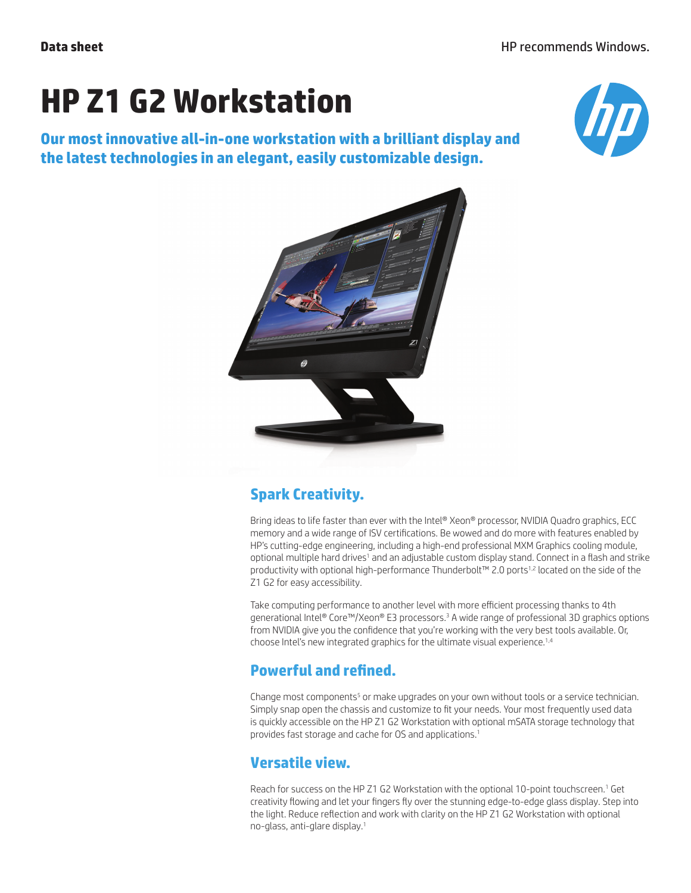Data sheet

HP recommends Windows.

# HP Z1 G2 Workstation

**Our most innovative all-in-one workstation with a brilliant display and the latest technologies in an elegant, easily customizable design.**

## Spark Creativity.

Bring ideas to life faster than ever with the Intel® Xeon® processor, NVIDIA Quadro graphics, ECC memory and a wide range of ISV certifications. Be wowed and do more with features enabled by HP's cutting-edge engineering, including a high-end professional MXM Graphics cooling module, optional multiple hard drives[1] and an adjustable custom display stand. Connect in a flash and strike productivity with optional high-performance Thunderbolt™ 2.0 ports[1,2] located on the side of the Z1 G2 for easy accessibility.

Take computing performance to another level with more efficient processing thanks to 4th generational Intel® Core™/Xeon® E3 processors.[3] A wide range of professional 3D graphics options from NVIDIA give you the confidence that you're working with the very best tools available. Or, choose Intel's new integrated graphics for the ultimate visual experience.[1,4]

## Powerful and refined.

Change most components[5] or make upgrades on your own without tools or a service technician. Simply snap open the chassis and customize to fit your needs. Your most frequently used data is quickly accessible on the HP Z1 G2 Workstation with optional mSATA storage technology that provides fast storage and cache for OS and applications.[1]

## Versatile view.

Reach for success on the HP Z1 G2 Workstation with the optional 10-point touchscreen.[1] Get creativity flowing and let your fingers fly over the stunning edge-to-edge glass display. Step into the light. Reduce reflection and work with clarity on the HP Z1 G2 Workstation with optional no-glass, anti-glare display.[1]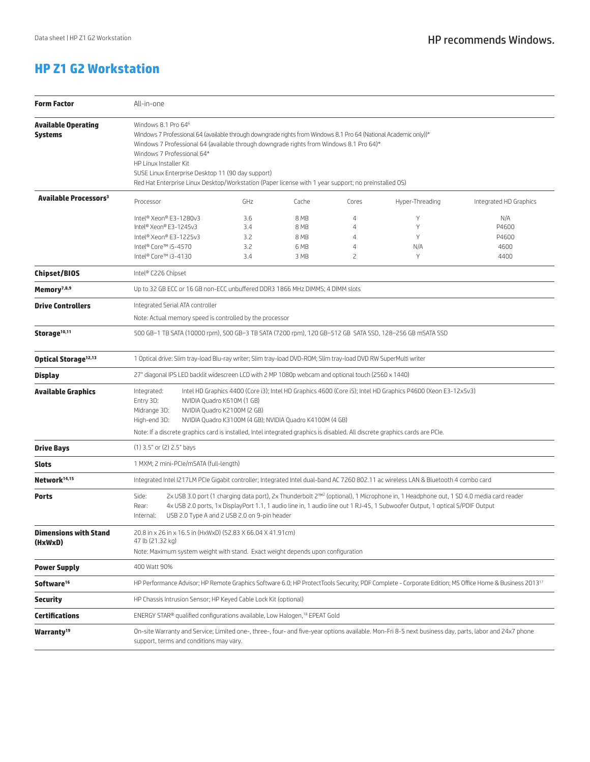# HP Z1 G2 Workstation

| | |
|---|---|
| **Form Factor** | All-in-one |
| **Available Operating Systems** | Windows 8.1 Pro 64[6]<br>Windows 7 Professional 64 (available through downgrade rights from Windows 8.1 Pro 64 (National Academic only))*<br>Windows 7 Professional 64 (available through downgrade rights from Windows 8.1 Pro 64)*<br>Windows 7 Professional 64*<br>HP Linux Installer Kit<br>SUSE Linux Enterprise Desktop 11 (90 day support)<br>Red Hat Enterprise Linux Desktop/Workstation (Paper license with 1 year support; no preinstalled OS) |

**Available Processors[3]**

| Processor | GHz | Cache | Cores | Hyper-Threading | Integrated HD Graphics |
|---|---|---|---|---|---|
| Intel® Xeon® E3-1280v3 | 3.6 | 8 MB | 4 | Y | N/A |
| Intel® Xeon® E3-1245v3 | 3.4 | 8 MB | 4 | Y | P4600 |
| Intel® Xeon® E3-1225v3 | 3.2 | 8 MB | 4 | Y | P4600 |
| Intel® Core™ i5-4570 | 3.2 | 6 MB | 4 | N/A | 4600 |
| Intel® Core™ i3-4130 | 3.4 | 3 MB | 2 | Y | 4400 |

| | |
|---|---|
| **Chipset/BIOS** | Intel® C226 Chipset |
| **Memory[7,8,9]** | Up to 32 GB ECC or 16 GB non-ECC unbuffered DDR3 1866 MHz DIMMS; 4 DIMM slots |
| **Drive Controllers** | Integrated Serial ATA controller<br>Note: Actual memory speed is controlled by the processor |
| **Storage[10,11]** | 500 GB–1 TB SATA (10000 rpm), 500 GB–3 TB SATA (7200 rpm), 120 GB–512 GB SATA SSD, 128–256 GB mSATA SSD |
| **Optical Storage[12,13]** | 1 Optical drive: Slim tray-load Blu-ray writer; Slim tray-load DVD-ROM; Slim tray-load DVD RW SuperMulti writer |
| **Display** | 27" diagonal IPS LED backlit widescreen LCD with 2 MP 1080p webcam and optional touch (2560 x 1440) |
| **Available Graphics** | Integrated: Intel HD Graphics 4400 (Core i3); Intel HD Graphics 4600 (Core i5); Intel HD Graphics P4600 (Xeon E3-12x5v3)<br>Entry 3D: NVIDIA Quadro K610M (1 GB)<br>Midrange 3D: NVIDIA Quadro K2100M (2 GB)<br>High-end 3D: NVIDIA Quadro K3100M (4 GB); NVIDIA Quadro K4100M (4 GB)<br>Note: If a discrete graphics card is installed, Intel integrated graphics is disabled. All discrete graphics cards are PCIe. |
| **Drive Bays** | (1) 3.5" or (2) 2.5" bays |
| **Slots** | 1 MXM; 2 mini-PCIe/mSATA (full-length) |
| **Network[14,15]** | Integrated Intel I217LM PCIe Gigabit controller; Integrated Intel dual-band AC 7260 802.11 ac wireless LAN & Bluetooth 4 combo card |
| **Ports** | Side: 2x USB 3.0 port (1 charging data port), 2x Thunderbolt 2™[2] (optional), 1 Microphone in, 1 Headphone out, 1 SD 4.0 media card reader<br>Rear: 4x USB 2.0 ports, 1x DisplayPort 1.1, 1 audio line in, 1 audio line out 1 RJ-45, 1 Subwoofer Output, 1 optical S/PDIF Output<br>Internal: USB 2.0 Type A and 2 USB 2.0 on 9-pin header |
| **Dimensions with Stand (HxWxD)** | 20.8 in x 26 in x 16.5 in (HxWxD) (52.83 X 66.04 X 41.91cm)<br>47 lb (21.32 kg)<br>Note: Maximum system weight with stand. Exact weight depends upon configuration |
| **Power Supply** | 400 Watt 90% |
| **Software[16]** | HP Performance Advisor; HP Remote Graphics Software 6.0; HP ProtectTools Security; PDF Complete - Corporate Edition; MS Office Home & Business 2013[17] |
| **Security** | HP Chassis Intrusion Sensor; HP Keyed Cable Lock Kit (optional) |
| **Certifications** | ENERGY STAR® qualified configurations available, Low Halogen,[18] EPEAT Gold |
| **Warranty[19]** | On-site Warranty and Service; Limited one-, three-, four- and five-year options available. Mon-Fri 8-5 next business day, parts, labor and 24x7 phone support, terms and conditions may vary. |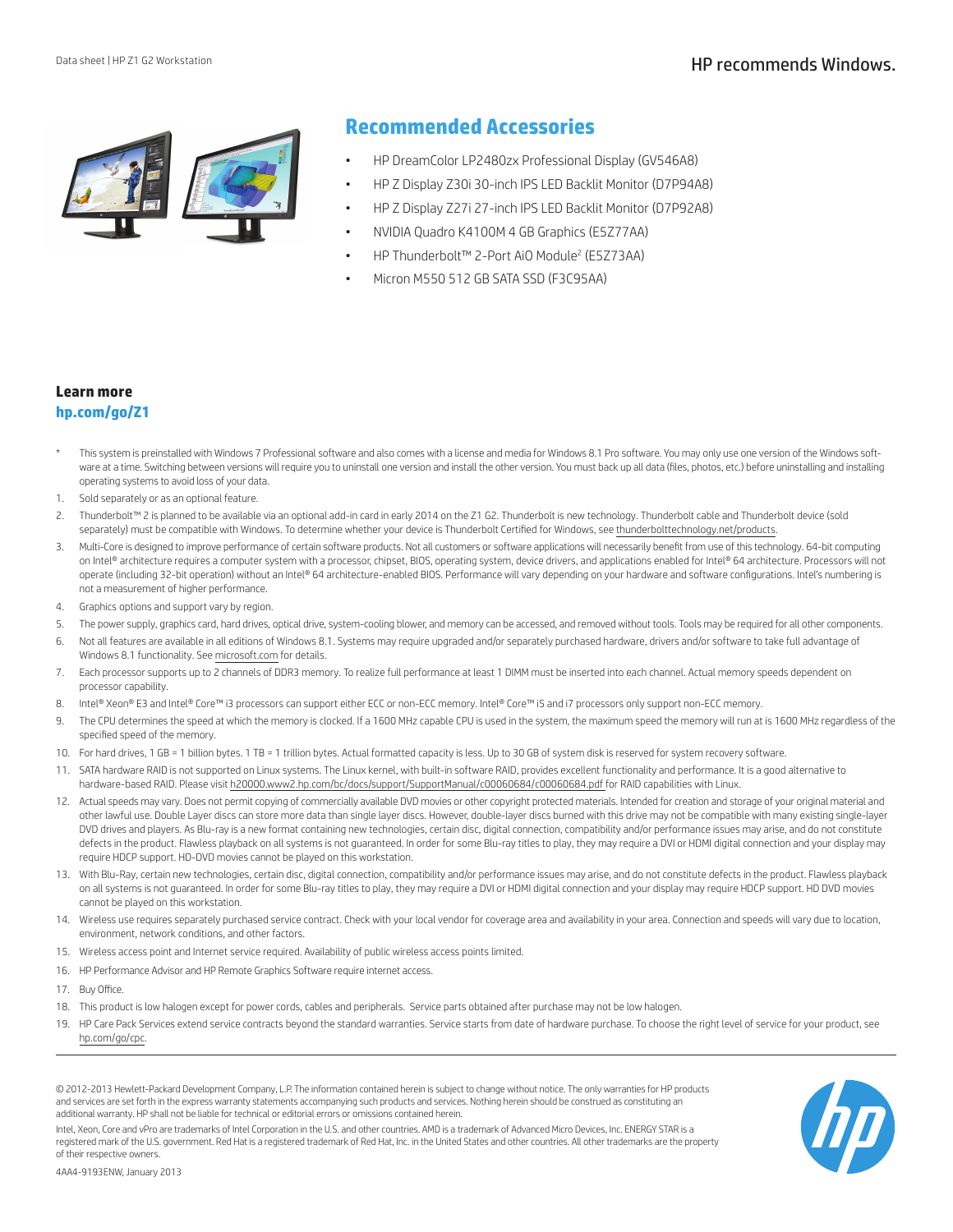## Recommended Accessories

- HP DreamColor LP2480zx Professional Display (GV546A8)
- HP Z Display Z30i 30-inch IPS LED Backlit Monitor (D7P94A8)
- HP Z Display Z27i 27-inch IPS LED Backlit Monitor (D7P92A8)
- NVIDIA Quadro K4100M 4 GB Graphics (E5Z77AA)
- HP Thunderbolt™ 2-Port AiO Module[2] (E5Z73AA)
- Micron M550 512 GB SATA SSD (F3C95AA)

**Learn more**
**hp.com/go/Z1**

\* This system is preinstalled with Windows 7 Professional software and also comes with a license and media for Windows 8.1 Pro software. You may only use one version of the Windows software at a time. Switching between versions will require you to uninstall one version and install the other version. You must back up all data (files, photos, etc.) before uninstalling and installing operating systems to avoid loss of your data.

1. Sold separately or as an optional feature.
2. Thunderbolt™ 2 is planned to be available via an optional add-in card in early 2014 on the Z1 G2. Thunderbolt is new technology. Thunderbolt cable and Thunderbolt device (sold separately) must be compatible with Windows. To determine whether your device is Thunderbolt Certified for Windows, see thunderbolttechnology.net/products.
3. Multi-Core is designed to improve performance of certain software products. Not all customers or software applications will necessarily benefit from use of this technology. 64-bit computing on Intel® architecture requires a computer system with a processor, chipset, BIOS, operating system, device drivers, and applications enabled for Intel® 64 architecture. Processors will not operate (including 32-bit operation) without an Intel® 64 architecture-enabled BIOS. Performance will vary depending on your hardware and software configurations. Intel's numbering is not a measurement of higher performance.
4. Graphics options and support vary by region.
5. The power supply, graphics card, hard drives, optical drive, system-cooling blower, and memory can be accessed, and removed without tools. Tools may be required for all other components.
6. Not all features are available in all editions of Windows 8.1. Systems may require upgraded and/or separately purchased hardware, drivers and/or software to take full advantage of Windows 8.1 functionality. See microsoft.com for details.
7. Each processor supports up to 2 channels of DDR3 memory. To realize full performance at least 1 DIMM must be inserted into each channel. Actual memory speeds dependent on processor capability.
8. Intel® Xeon® E3 and Intel® Core™ i3 processors can support either ECC or non-ECC memory. Intel® Core™ i5 and i7 processors only support non-ECC memory.
9. The CPU determines the speed at which the memory is clocked. If a 1600 MHz capable CPU is used in the system, the maximum speed the memory will run at is 1600 MHz regardless of the specified speed of the memory.
10. For hard drives, 1 GB = 1 billion bytes. 1 TB = 1 trillion bytes. Actual formatted capacity is less. Up to 30 GB of system disk is reserved for system recovery software.
11. SATA hardware RAID is not supported on Linux systems. The Linux kernel, with built-in software RAID, provides excellent functionality and performance. It is a good alternative to hardware-based RAID. Please visit h20000.www2.hp.com/bc/docs/support/SupportManual/c00060684/c00060684.pdf for RAID capabilities with Linux.
12. Actual speeds may vary. Does not permit copying of commercially available DVD movies or other copyright protected materials. Intended for creation and storage of your original material and other lawful use. Double Layer discs can store more data than single layer discs. However, double-layer discs burned with this drive may not be compatible with many existing single-layer DVD drives and players. As Blu-ray is a new format containing new technologies, certain disc, digital connection, compatibility and/or performance issues may arise, and do not constitute defects in the product. Flawless playback on all systems is not guaranteed. In order for some Blu-ray titles to play, they may require a DVI or HDMI digital connection and your display may require HDCP support. HD-DVD movies cannot be played on this workstation.
13. With Blu-Ray, certain new technologies, certain disc, digital connection, compatibility and/or performance issues may arise, and do not constitute defects in the product. Flawless playback on all systems is not guaranteed. In order for some Blu-ray titles to play, they may require a DVI or HDMI digital connection and your display may require HDCP support. HD DVD movies cannot be played on this workstation.
14. Wireless use requires separately purchased service contract. Check with your local vendor for coverage area and availability in your area. Connection and speeds will vary due to location, environment, network conditions, and other factors.
15. Wireless access point and Internet service required. Availability of public wireless access points limited.
16. HP Performance Advisor and HP Remote Graphics Software require internet access.
17. Buy Office.
18. This product is low halogen except for power cords, cables and peripherals. Service parts obtained after purchase may not be low halogen.
19. HP Care Pack Services extend service contracts beyond the standard warranties. Service starts from date of hardware purchase. To choose the right level of service for your product, see hp.com/go/cpc.

© 2012-2013 Hewlett-Packard Development Company, L.P. The information contained herein is subject to change without notice. The only warranties for HP products and services are set forth in the express warranty statements accompanying such products and services. Nothing herein should be construed as constituting an additional warranty. HP shall not be liable for technical or editorial errors or omissions contained herein.

Intel, Xeon, Core and vPro are trademarks of Intel Corporation in the U.S. and other countries. AMD is a trademark of Advanced Micro Devices, Inc. ENERGY STAR is a registered mark of the U.S. government. Red Hat is a registered trademark of Red Hat, Inc. in the United States and other countries. All other trademarks are the property of their respective owners.

4AA4-9193ENW, January 2013